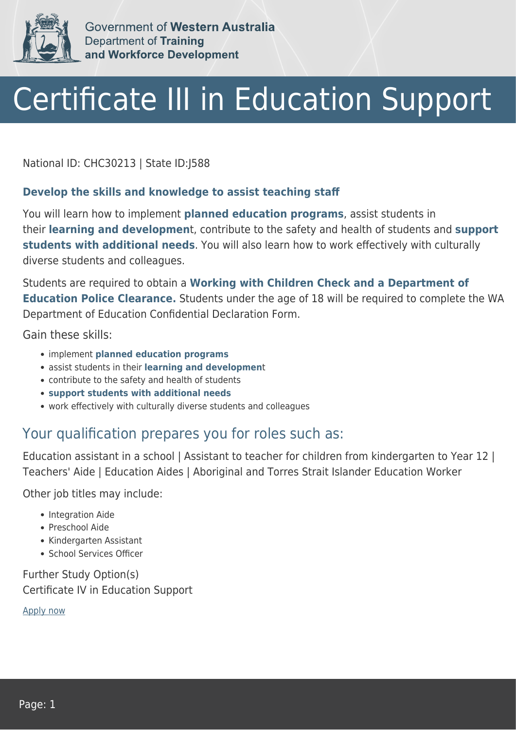Government of **Western Australia**
Department of **Training and Workforce Development**

# Certificate III in Education Support

National ID: CHC30213 | State ID:J588

### Develop the skills and knowledge to assist teaching staff

You will learn how to implement **planned education programs**, assist students in their **learning and developmen**t, contribute to the safety and health of students and **support students with additional needs**. You will also learn how to work effectively with culturally diverse students and colleagues.

Students are required to obtain a **Working with Children Check and a Department of Education Police Clearance.** Students under the age of 18 will be required to complete the WA Department of Education Confidential Declaration Form.

Gain these skills:

- implement **planned education programs**
- assist students in their **learning and developmen**t
- contribute to the safety and health of students
- **support students with additional needs**
- work effectively with culturally diverse students and colleagues

## Your qualification prepares you for roles such as:

Education assistant in a school | Assistant to teacher for children from kindergarten to Year 12 | Teachers' Aide | Education Aides | Aboriginal and Torres Strait Islander Education Worker

Other job titles may include:

- Integration Aide
- Preschool Aide
- Kindergarten Assistant
- School Services Officer

Further Study Option(s)
Certificate IV in Education Support

Apply now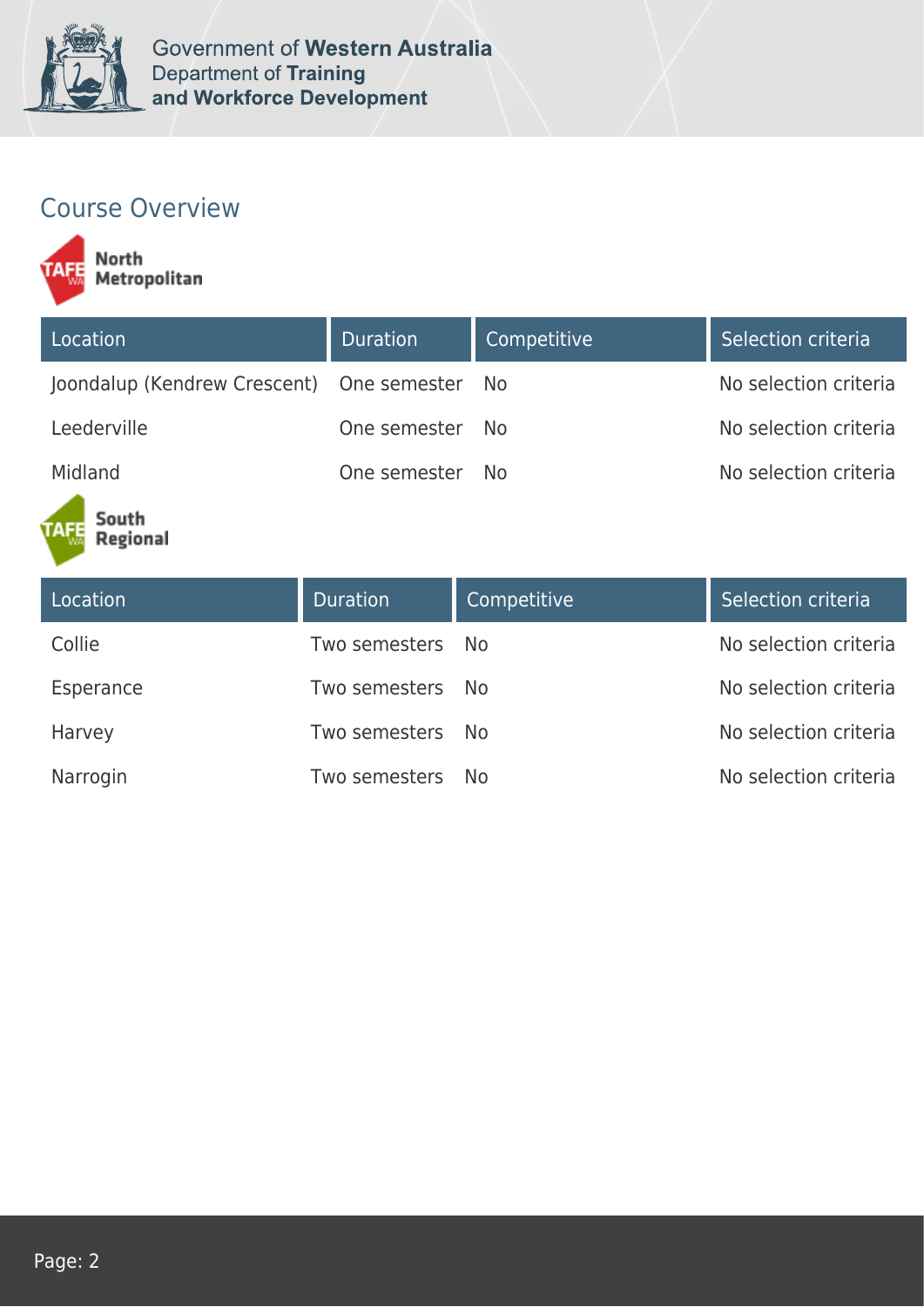## Course Overview

**North Metropolitan**

| Location | Duration | Competitive | Selection criteria |
|---|---|---|---|
| Joondalup (Kendrew Crescent) | One semester | No | No selection criteria |
| Leederville | One semester | No | No selection criteria |
| Midland | One semester | No | No selection criteria |

**South Regional**

| Location | Duration | Competitive | Selection criteria |
|---|---|---|---|
| Collie | Two semesters | No | No selection criteria |
| Esperance | Two semesters | No | No selection criteria |
| Harvey | Two semesters | No | No selection criteria |
| Narrogin | Two semesters | No | No selection criteria |